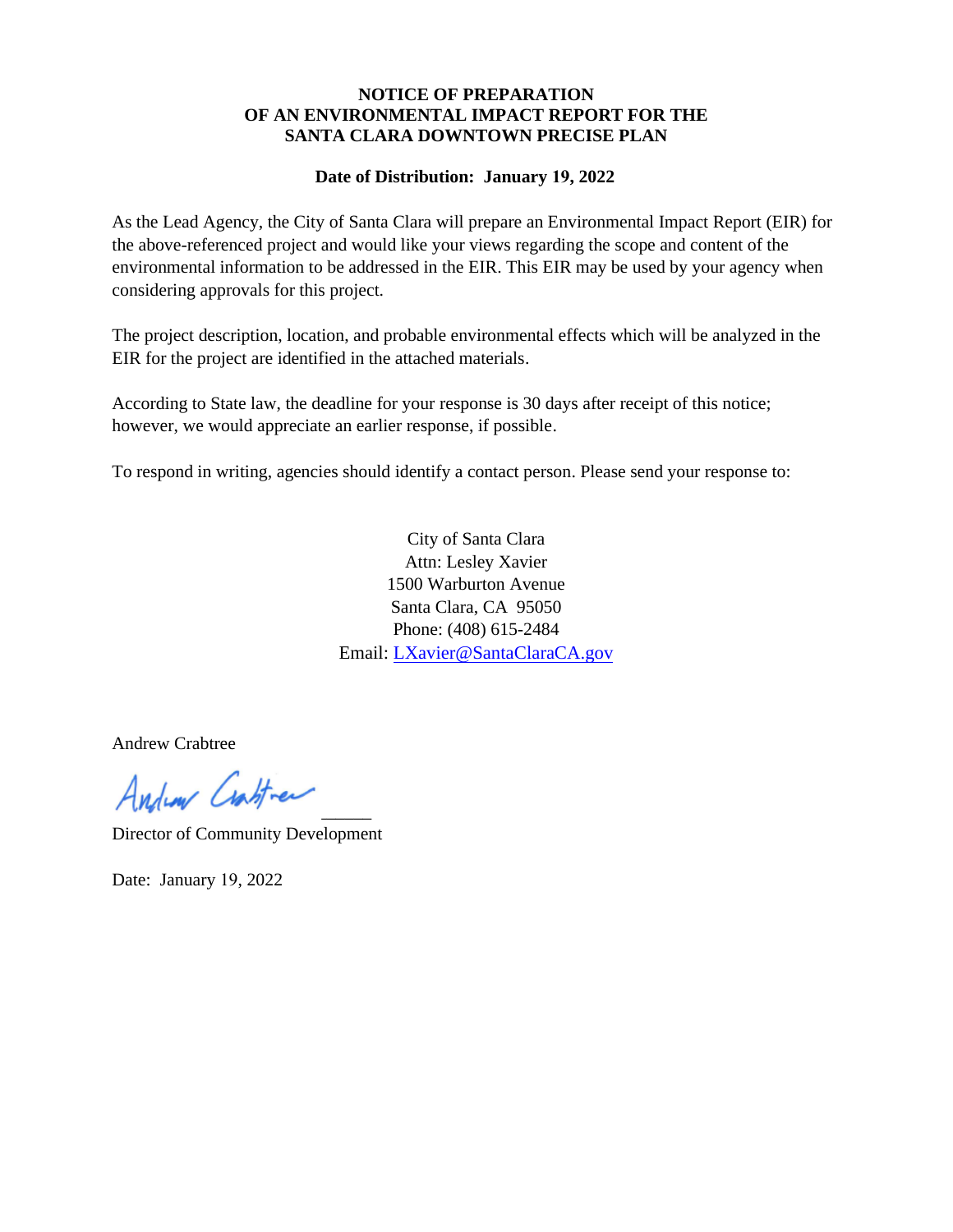# NOTICE OF PREPARATION
# OF AN ENVIRONMENTAL IMPACT REPORT FOR THE
# SANTA CLARA DOWNTOWN PRECISE PLAN

**Date of Distribution: January 19, 2022**

As the Lead Agency, the City of Santa Clara will prepare an Environmental Impact Report (EIR) for the above-referenced project and would like your views regarding the scope and content of the environmental information to be addressed in the EIR. This EIR may be used by your agency when considering approvals for this project.

The project description, location, and probable environmental effects which will be analyzed in the EIR for the project are identified in the attached materials.

According to State law, the deadline for your response is 30 days after receipt of this notice; however, we would appreciate an earlier response, if possible.

To respond in writing, agencies should identify a contact person. Please send your response to:

City of Santa Clara
Attn: Lesley Xavier
1500 Warburton Avenue
Santa Clara, CA 95050
Phone: (408) 615-2484
Email: LXavier@SantaClaraCA.gov

Andrew Crabtree

Director of Community Development

Date: January 19, 2022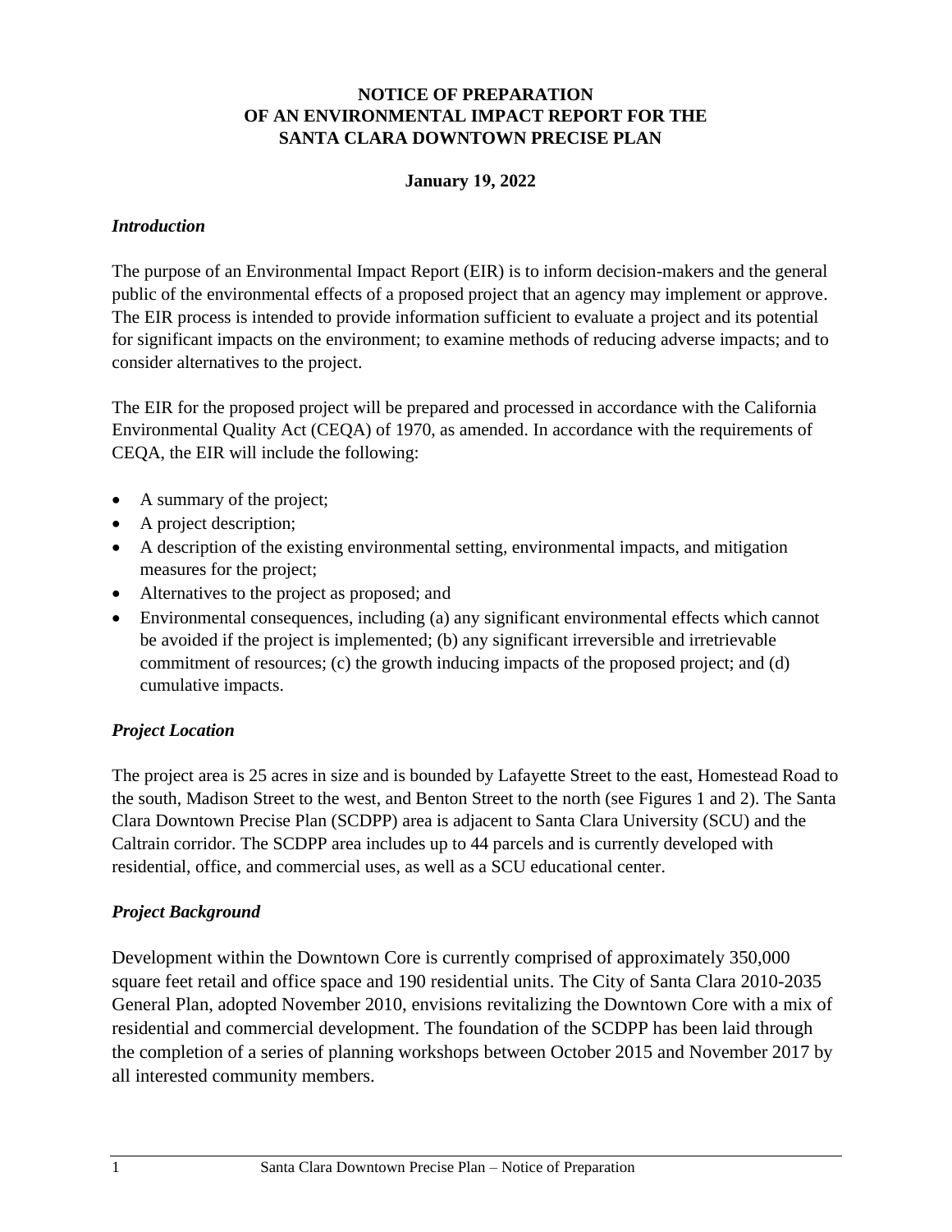**NOTICE OF PREPARATION**
**OF AN ENVIRONMENTAL IMPACT REPORT FOR THE**
**SANTA CLARA DOWNTOWN PRECISE PLAN**

**January 19, 2022**

### *Introduction*

The purpose of an Environmental Impact Report (EIR) is to inform decision-makers and the general public of the environmental effects of a proposed project that an agency may implement or approve. The EIR process is intended to provide information sufficient to evaluate a project and its potential for significant impacts on the environment; to examine methods of reducing adverse impacts; and to consider alternatives to the project.

The EIR for the proposed project will be prepared and processed in accordance with the California Environmental Quality Act (CEQA) of 1970, as amended. In accordance with the requirements of CEQA, the EIR will include the following:

- A summary of the project;
- A project description;
- A description of the existing environmental setting, environmental impacts, and mitigation measures for the project;
- Alternatives to the project as proposed; and
- Environmental consequences, including (a) any significant environmental effects which cannot be avoided if the project is implemented; (b) any significant irreversible and irretrievable commitment of resources; (c) the growth inducing impacts of the proposed project; and (d) cumulative impacts.

### *Project Location*

The project area is 25 acres in size and is bounded by Lafayette Street to the east, Homestead Road to the south, Madison Street to the west, and Benton Street to the north (see Figures 1 and 2). The Santa Clara Downtown Precise Plan (SCDPP) area is adjacent to Santa Clara University (SCU) and the Caltrain corridor. The SCDPP area includes up to 44 parcels and is currently developed with residential, office, and commercial uses, as well as a SCU educational center.

### *Project Background*

Development within the Downtown Core is currently comprised of approximately 350,000 square feet retail and office space and 190 residential units. The City of Santa Clara 2010-2035 General Plan, adopted November 2010, envisions revitalizing the Downtown Core with a mix of residential and commercial development. The foundation of the SCDPP has been laid through the completion of a series of planning workshops between October 2015 and November 2017 by all interested community members.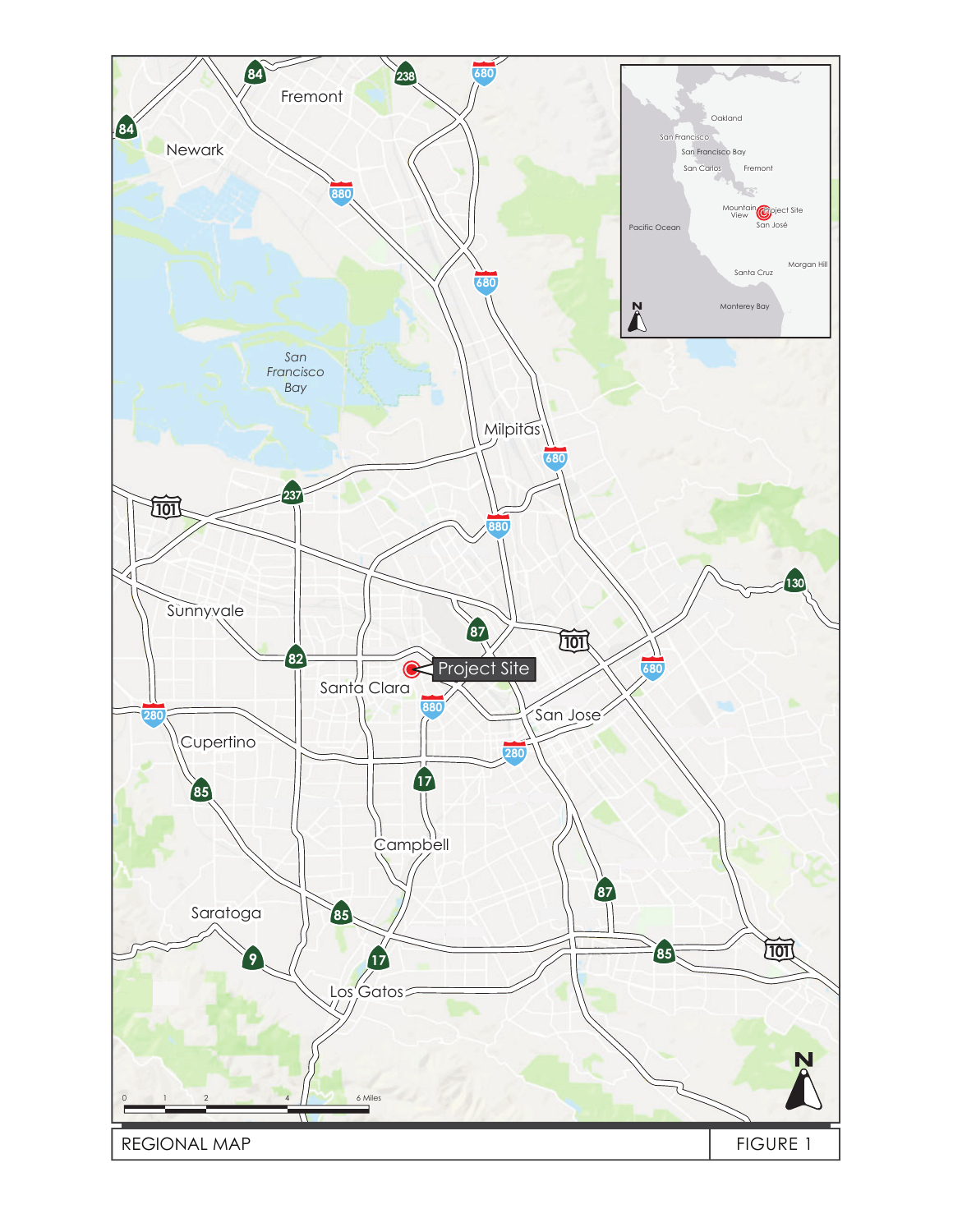REGIONAL MAP

FIGURE 1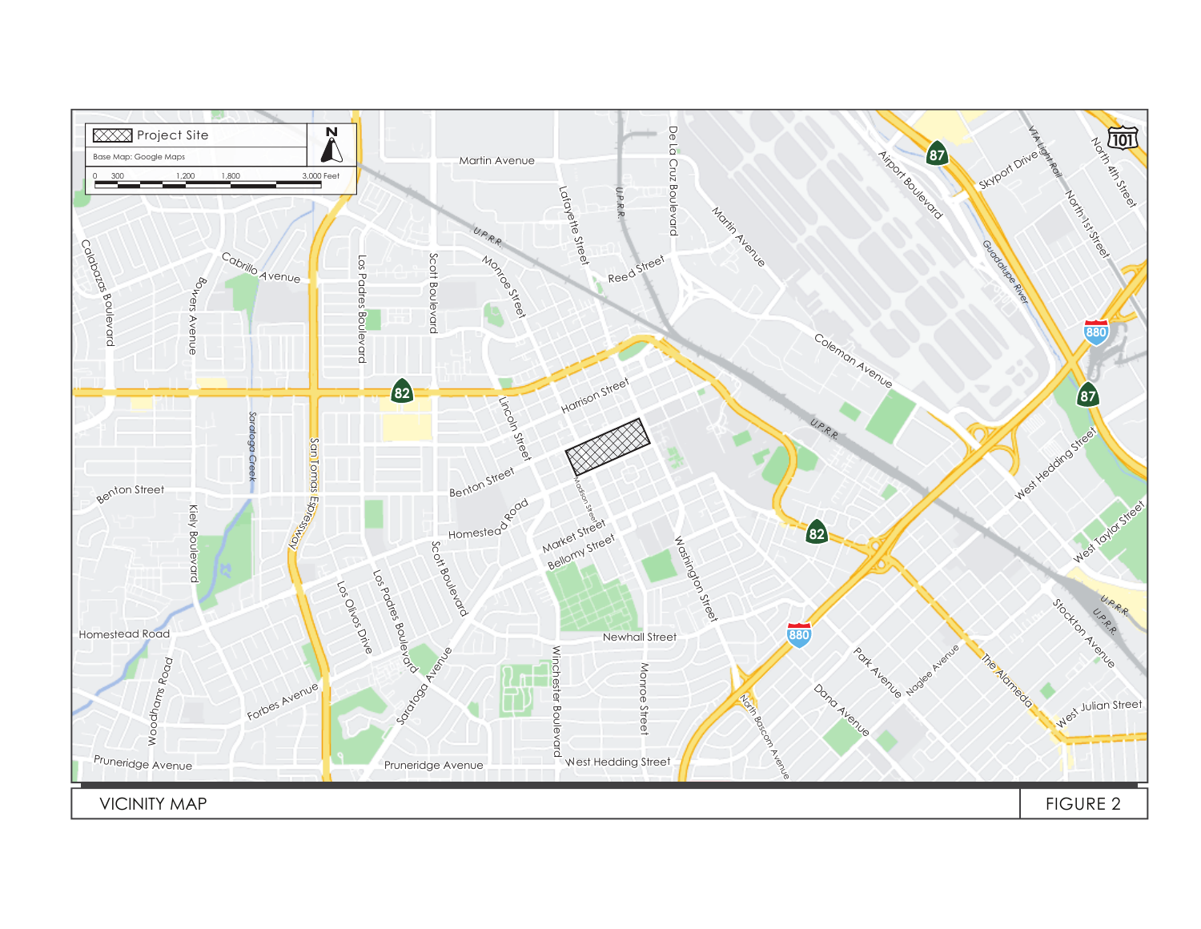Project Site

Base Map: Google Maps

0 300 1,200 1,800 3,000 Feet

VICINITY MAP

FIGURE 2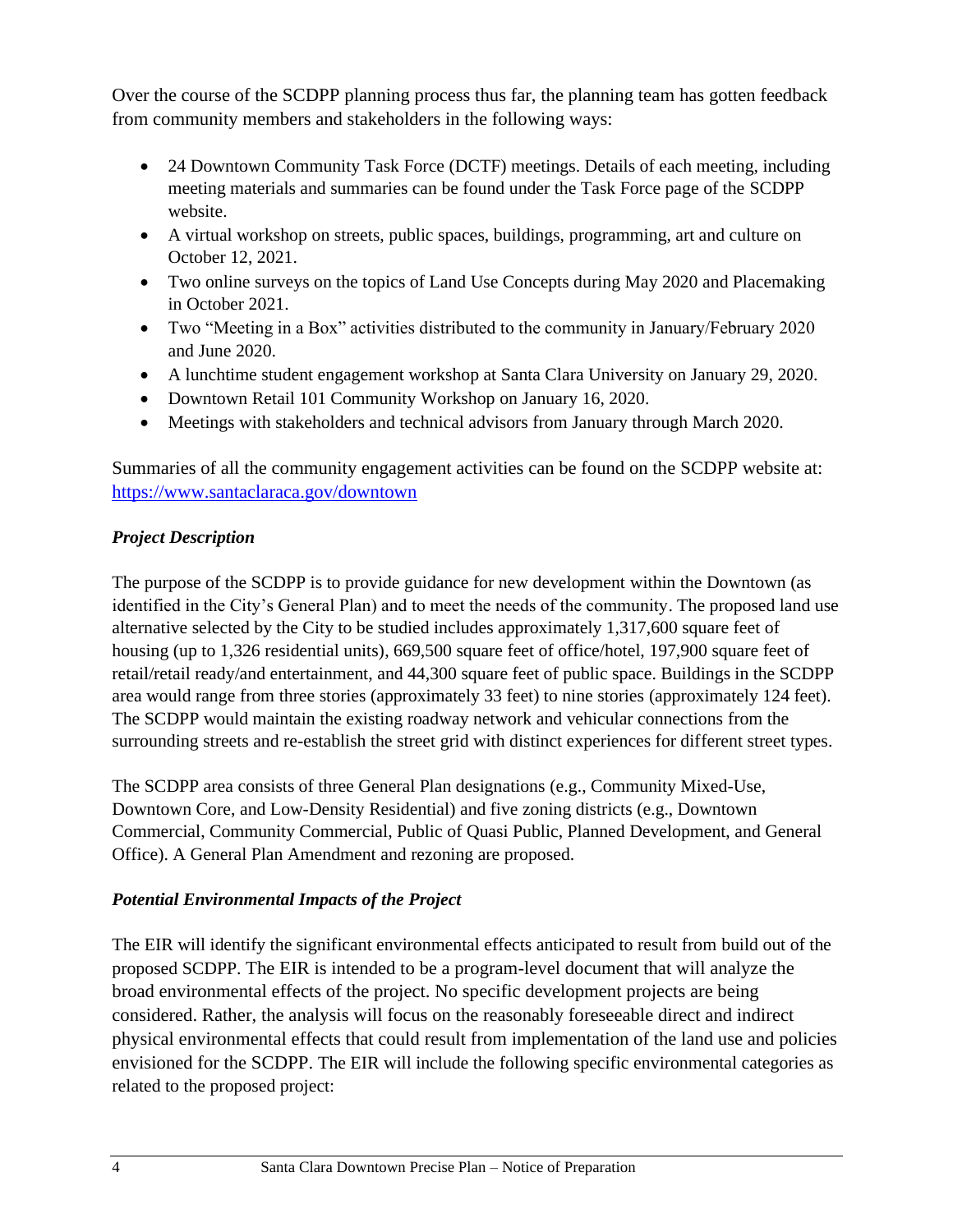Over the course of the SCDPP planning process thus far, the planning team has gotten feedback from community members and stakeholders in the following ways:

- 24 Downtown Community Task Force (DCTF) meetings. Details of each meeting, including meeting materials and summaries can be found under the Task Force page of the SCDPP website.
- A virtual workshop on streets, public spaces, buildings, programming, art and culture on October 12, 2021.
- Two online surveys on the topics of Land Use Concepts during May 2020 and Placemaking in October 2021.
- Two "Meeting in a Box" activities distributed to the community in January/February 2020 and June 2020.
- A lunchtime student engagement workshop at Santa Clara University on January 29, 2020.
- Downtown Retail 101 Community Workshop on January 16, 2020.
- Meetings with stakeholders and technical advisors from January through March 2020.

Summaries of all the community engagement activities can be found on the SCDPP website at: [https://www.santaclaraca.gov/downtown](https://www.santaclaraca.gov/downtown)

***Project Description***

The purpose of the SCDPP is to provide guidance for new development within the Downtown (as identified in the City's General Plan) and to meet the needs of the community. The proposed land use alternative selected by the City to be studied includes approximately 1,317,600 square feet of housing (up to 1,326 residential units), 669,500 square feet of office/hotel, 197,900 square feet of retail/retail ready/and entertainment, and 44,300 square feet of public space. Buildings in the SCDPP area would range from three stories (approximately 33 feet) to nine stories (approximately 124 feet). The SCDPP would maintain the existing roadway network and vehicular connections from the surrounding streets and re-establish the street grid with distinct experiences for different street types.

The SCDPP area consists of three General Plan designations (e.g., Community Mixed-Use, Downtown Core, and Low-Density Residential) and five zoning districts (e.g., Downtown Commercial, Community Commercial, Public of Quasi Public, Planned Development, and General Office). A General Plan Amendment and rezoning are proposed.

***Potential Environmental Impacts of the Project***

The EIR will identify the significant environmental effects anticipated to result from build out of the proposed SCDPP. The EIR is intended to be a program-level document that will analyze the broad environmental effects of the project. No specific development projects are being considered. Rather, the analysis will focus on the reasonably foreseeable direct and indirect physical environmental effects that could result from implementation of the land use and policies envisioned for the SCDPP. The EIR will include the following specific environmental categories as related to the proposed project: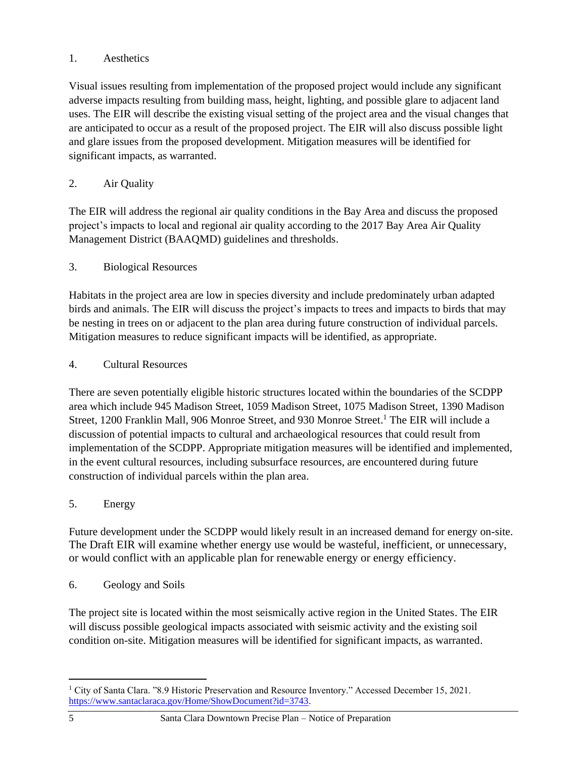### 1. Aesthetics

Visual issues resulting from implementation of the proposed project would include any significant adverse impacts resulting from building mass, height, lighting, and possible glare to adjacent land uses. The EIR will describe the existing visual setting of the project area and the visual changes that are anticipated to occur as a result of the proposed project. The EIR will also discuss possible light and glare issues from the proposed development. Mitigation measures will be identified for significant impacts, as warranted.

### 2. Air Quality

The EIR will address the regional air quality conditions in the Bay Area and discuss the proposed project's impacts to local and regional air quality according to the 2017 Bay Area Air Quality Management District (BAAQMD) guidelines and thresholds.

### 3. Biological Resources

Habitats in the project area are low in species diversity and include predominately urban adapted birds and animals. The EIR will discuss the project's impacts to trees and impacts to birds that may be nesting in trees on or adjacent to the plan area during future construction of individual parcels. Mitigation measures to reduce significant impacts will be identified, as appropriate.

### 4. Cultural Resources

There are seven potentially eligible historic structures located within the boundaries of the SCDPP area which include 945 Madison Street, 1059 Madison Street, 1075 Madison Street, 1390 Madison Street, 1200 Franklin Mall, 906 Monroe Street, and 930 Monroe Street.[1] The EIR will include a discussion of potential impacts to cultural and archaeological resources that could result from implementation of the SCDPP. Appropriate mitigation measures will be identified and implemented, in the event cultural resources, including subsurface resources, are encountered during future construction of individual parcels within the plan area.

### 5. Energy

Future development under the SCDPP would likely result in an increased demand for energy on-site. The Draft EIR will examine whether energy use would be wasteful, inefficient, or unnecessary, or would conflict with an applicable plan for renewable energy or energy efficiency.

### 6. Geology and Soils

The project site is located within the most seismically active region in the United States. The EIR will discuss possible geological impacts associated with seismic activity and the existing soil condition on-site. Mitigation measures will be identified for significant impacts, as warranted.

---

[1] City of Santa Clara. "8.9 Historic Preservation and Resource Inventory." Accessed December 15, 2021. https://www.santaclaraca.gov/Home/ShowDocument?id=3743.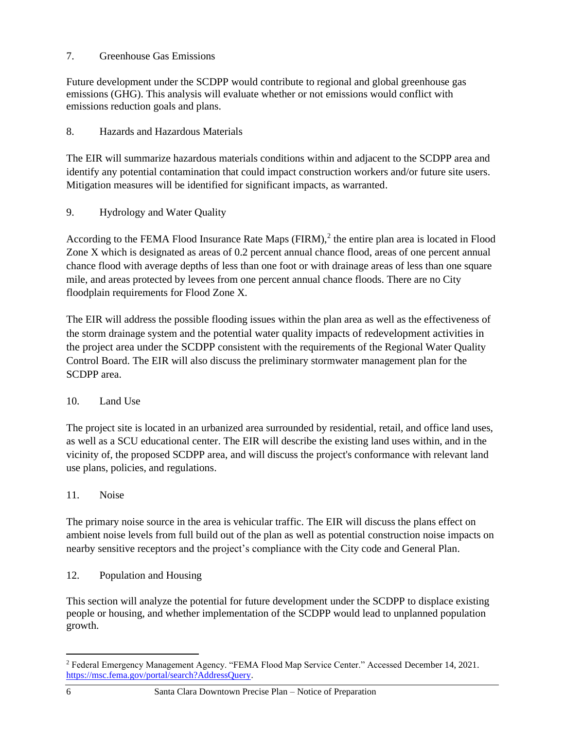7. Greenhouse Gas Emissions

Future development under the SCDPP would contribute to regional and global greenhouse gas emissions (GHG). This analysis will evaluate whether or not emissions would conflict with emissions reduction goals and plans.

8. Hazards and Hazardous Materials

The EIR will summarize hazardous materials conditions within and adjacent to the SCDPP area and identify any potential contamination that could impact construction workers and/or future site users. Mitigation measures will be identified for significant impacts, as warranted.

9. Hydrology and Water Quality

According to the FEMA Flood Insurance Rate Maps (FIRM),[2] the entire plan area is located in Flood Zone X which is designated as areas of 0.2 percent annual chance flood, areas of one percent annual chance flood with average depths of less than one foot or with drainage areas of less than one square mile, and areas protected by levees from one percent annual chance floods. There are no City floodplain requirements for Flood Zone X.

The EIR will address the possible flooding issues within the plan area as well as the effectiveness of the storm drainage system and the potential water quality impacts of redevelopment activities in the project area under the SCDPP consistent with the requirements of the Regional Water Quality Control Board. The EIR will also discuss the preliminary stormwater management plan for the SCDPP area.

10. Land Use

The project site is located in an urbanized area surrounded by residential, retail, and office land uses, as well as a SCU educational center. The EIR will describe the existing land uses within, and in the vicinity of, the proposed SCDPP area, and will discuss the project's conformance with relevant land use plans, policies, and regulations.

11. Noise

The primary noise source in the area is vehicular traffic. The EIR will discuss the plans effect on ambient noise levels from full build out of the plan as well as potential construction noise impacts on nearby sensitive receptors and the project's compliance with the City code and General Plan.

12. Population and Housing

This section will analyze the potential for future development under the SCDPP to displace existing people or housing, and whether implementation of the SCDPP would lead to unplanned population growth.

---

[2] Federal Emergency Management Agency. "FEMA Flood Map Service Center." Accessed December 14, 2021. https://msc.fema.gov/portal/search?AddressQuery.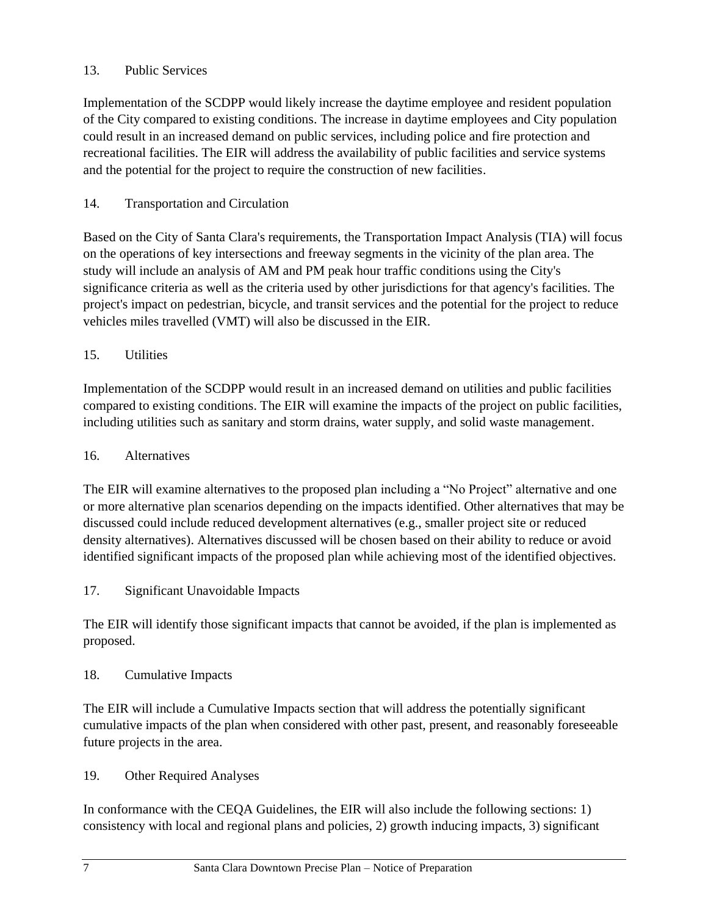13. Public Services

Implementation of the SCDPP would likely increase the daytime employee and resident population of the City compared to existing conditions. The increase in daytime employees and City population could result in an increased demand on public services, including police and fire protection and recreational facilities. The EIR will address the availability of public facilities and service systems and the potential for the project to require the construction of new facilities.

14. Transportation and Circulation

Based on the City of Santa Clara's requirements, the Transportation Impact Analysis (TIA) will focus on the operations of key intersections and freeway segments in the vicinity of the plan area. The study will include an analysis of AM and PM peak hour traffic conditions using the City's significance criteria as well as the criteria used by other jurisdictions for that agency's facilities. The project's impact on pedestrian, bicycle, and transit services and the potential for the project to reduce vehicles miles travelled (VMT) will also be discussed in the EIR.

15. Utilities

Implementation of the SCDPP would result in an increased demand on utilities and public facilities compared to existing conditions. The EIR will examine the impacts of the project on public facilities, including utilities such as sanitary and storm drains, water supply, and solid waste management.

16. Alternatives

The EIR will examine alternatives to the proposed plan including a “No Project” alternative and one or more alternative plan scenarios depending on the impacts identified. Other alternatives that may be discussed could include reduced development alternatives (e.g., smaller project site or reduced density alternatives). Alternatives discussed will be chosen based on their ability to reduce or avoid identified significant impacts of the proposed plan while achieving most of the identified objectives.

17. Significant Unavoidable Impacts

The EIR will identify those significant impacts that cannot be avoided, if the plan is implemented as proposed.

18. Cumulative Impacts

The EIR will include a Cumulative Impacts section that will address the potentially significant cumulative impacts of the plan when considered with other past, present, and reasonably foreseeable future projects in the area.

19. Other Required Analyses

In conformance with the CEQA Guidelines, the EIR will also include the following sections: 1) consistency with local and regional plans and policies, 2) growth inducing impacts, 3) significant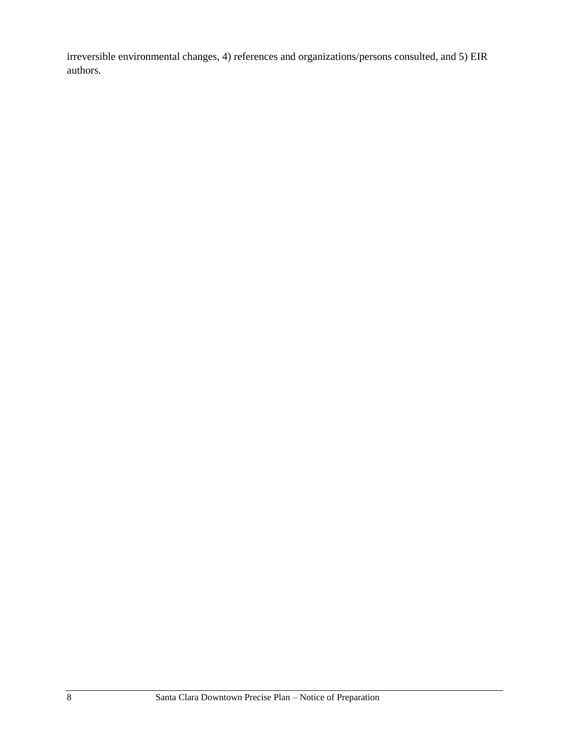irreversible environmental changes, 4) references and organizations/persons consulted, and 5) EIR authors.